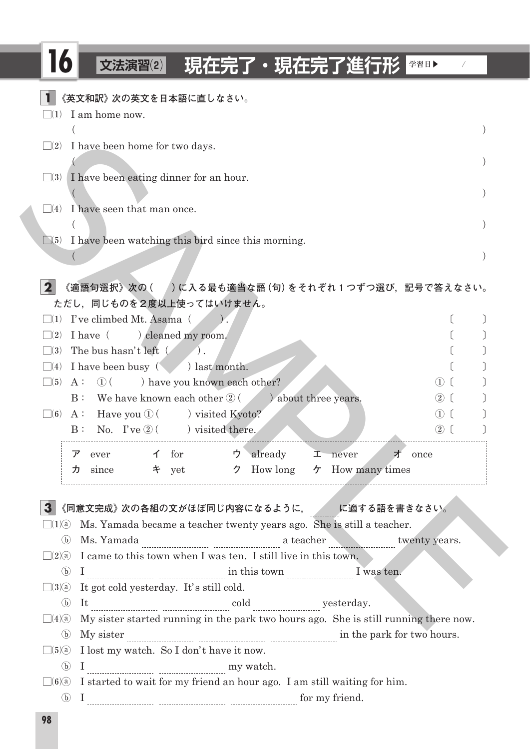# 16 文法演習(2) 現在完了・現在完了進行形

学習日▶　　／

## 1 《英文和訳》次の英文を日本語に直しなさい。

□(1) I am home now.
(　　　　　　　　　　　　　　　　　　　　　　　　　　　　　)

□(2) I have been home for two days.
(　　　　　　　　　　　　　　　　　　　　　　　　　　　　　)

□(3) I have been eating dinner for an hour.
(　　　　　　　　　　　　　　　　　　　　　　　　　　　　　)

□(4) I have seen that man once.
(　　　　　　　　　　　　　　　　　　　　　　　　　　　　　)

□(5) I have been watching this bird since this morning.
(　　　　　　　　　　　　　　　　　　　　　　　　　　　　　)

## 2 《適語句選択》次の（　　）に入る最も適当な語（句）をそれぞれ１つずつ選び，記号で答えなさい。ただし，同じものを２度以上使ってはいけません。

□(1) I've climbed Mt. Asama（　　　）.　〔　　　〕

□(2) I have（　　　）cleaned my room.　〔　　　〕

□(3) The bus hasn't left（　　　）.　〔　　　〕

□(4) I have been busy（　　　）last month.　〔　　　〕

□(5) A： ①（　　　）have you known each other?　①〔　　　〕
　　B： We have known each other ②（　　　）about three years.　②〔　　　〕

□(6) A： Have you ①（　　　）visited Kyoto?　①〔　　　〕
　　B： No.　I've ②（　　　）visited there.　②〔　　　〕

> ア ever　　イ for　　ウ already　　エ never　　オ once
> カ since　　キ yet　　ク How long　　ケ How many times

## 3 《同意文完成》次の各組の文がほぼ同じ内容になるように，＿＿に適する語を書きなさい。

□(1)ⓐ Ms. Yamada became a teacher twenty years ago.　She is still a teacher.
　ⓑ Ms. Yamada ＿＿＿＿ ＿＿＿＿ a teacher ＿＿＿＿ twenty years.

□(2)ⓐ I came to this town when I was ten.　I still live in this town.
　ⓑ I ＿＿＿＿ ＿＿＿＿ in this town ＿＿＿＿ I was ten.

□(3)ⓐ It got cold yesterday.　It's still cold.
　ⓑ It ＿＿＿＿ ＿＿＿＿ cold ＿＿＿＿ yesterday.

□(4)ⓐ My sister started running in the park two hours ago.　She is still running there now.
　ⓑ My sister ＿＿＿＿ ＿＿＿＿ ＿＿＿＿ in the park for two hours.

□(5)ⓐ I lost my watch.　So I don't have it now.
　ⓑ I ＿＿＿＿ ＿＿＿＿ my watch.

□(6)ⓐ I started to wait for my friend an hour ago.　I am still waiting for him.
　ⓑ I ＿＿＿＿ ＿＿＿＿ ＿＿＿＿ for my friend.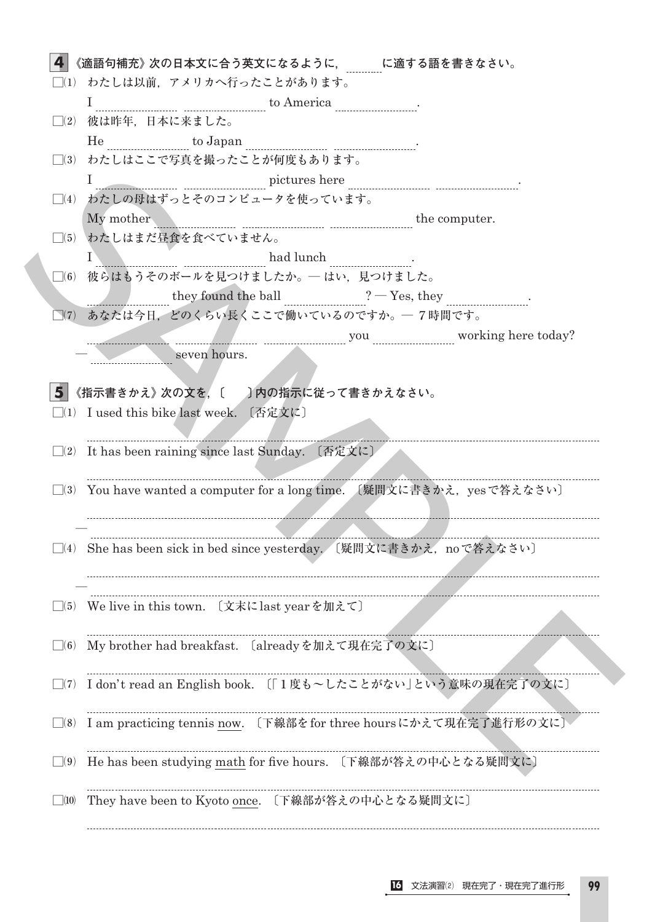## 4 《適語句補充》次の日本文に合う英文になるように，______ に適する語を書きなさい。

□(1) わたしは以前，アメリカへ行ったことがあります。

I ______ ______ to America ______.

□(2) 彼は昨年，日本に来ました。

He ______ to Japan ______ ______.

□(3) わたしはここで写真を撮ったことが何度もあります。

I ______ ______ pictures here ______ ______.

□(4) わたしの母はずっとそのコンピュータを使っています。

My mother ______ ______ ______ the computer.

□(5) わたしはまだ昼食を食べていません。

I ______ ______ had lunch ______.

□(6) 彼らはもうそのボールを見つけましたか。— はい，見つけました。

______ they found the ball ______? — Yes, they ______.

□(7) あなたは今日，どのくらい長くここで働いているのですか。— 7時間です。

______ ______ ______ you ______ working here today?

— ______ seven hours.

## 5 《指示書きかえ》次の文を，〔　〕内の指示に従って書きかえなさい。

□(1) I used this bike last week. 〔否定文に〕

______________________________

□(2) It has been raining since last Sunday. 〔否定文に〕

______________________________

□(3) You have wanted a computer for a long time. 〔疑問文に書きかえ，yesで答えなさい〕

______________________________

— ______________________________

□(4) She has been sick in bed since yesterday. 〔疑問文に書きかえ，noで答えなさい〕

______________________________

— ______________________________

□(5) We live in this town. 〔文末にlast yearを加えて〕

______________________________

□(6) My brother had breakfast. 〔alreadyを加えて現在完了の文に〕

______________________________

□(7) I don't read an English book. 〔「1度も～したことがない」という意味の現在完了の文に〕

______________________________

□(8) I am practicing tennis now. 〔下線部をfor three hoursにかえて現在完了進行形の文に〕

______________________________

□(9) He has been studying math for five hours. 〔下線部が答えの中心となる疑問文に〕

______________________________

□(10) They have been to Kyoto once. 〔下線部が答えの中心となる疑問文に〕

______________________________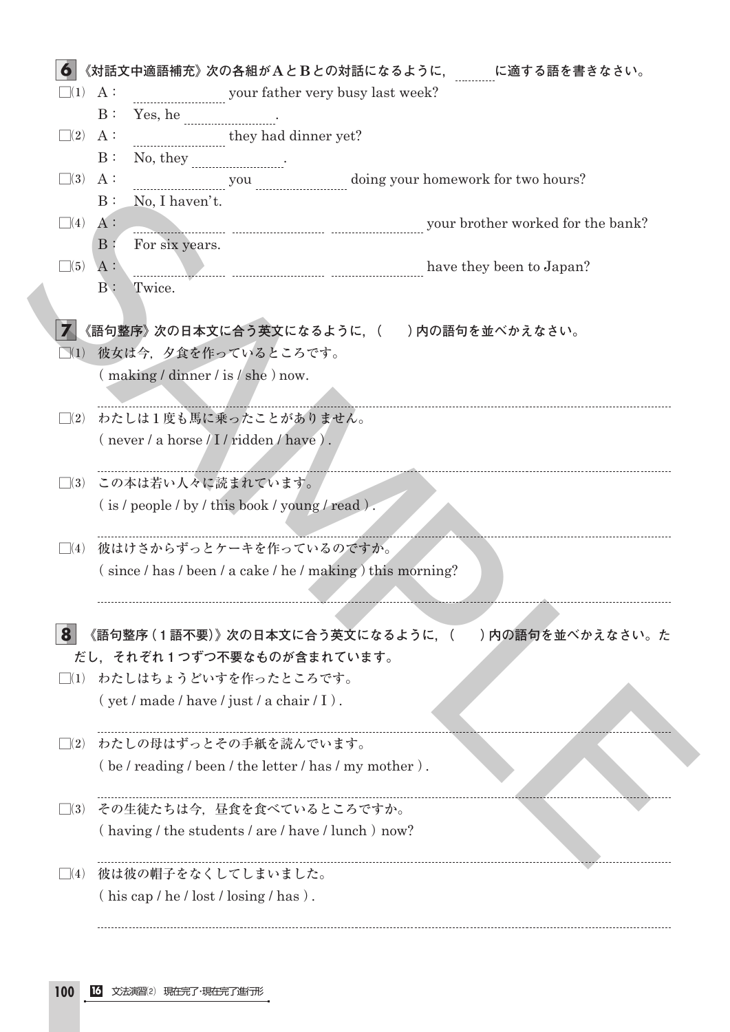**6** 《対話文中適語補充》次の各組がAとBとの対話になるように，＿＿に適する語を書きなさい。

□(1) A：＿＿＿＿ your father very busy last week?
　　B：Yes, he ＿＿＿＿.

□(2) A：＿＿＿＿ they had dinner yet?
　　B：No, they ＿＿＿＿.

□(3) A：＿＿＿＿ you ＿＿＿＿ doing your homework for two hours?
　　B：No, I haven't.

□(4) A：＿＿＿＿ ＿＿＿＿ ＿＿＿＿ your brother worked for the bank?
　　B：For six years.

□(5) A：＿＿＿＿ ＿＿＿＿ ＿＿＿＿ have they been to Japan?
　　B：Twice.

**7** 《語句整序》次の日本文に合う英文になるように，(　　)内の語句を並べかえなさい。

□(1) 彼女は今，夕食を作っているところです。
( making / dinner / is / she ) now.

□(2) わたしは１度も馬に乗ったことがありません。
( never / a horse / I / ridden / have ).

□(3) この本は若い人々に読まれています。
( is / people / by / this book / young / read ).

□(4) 彼はけさからずっとケーキを作っているのですか。
( since / has / been / a cake / he / making ) this morning?

**8** 《語句整序（１語不要）》次の日本文に合う英文になるように，(　　)内の語句を並べかえなさい。ただし，それぞれ１つずつ不要なものが含まれています。

□(1) わたしはちょうどいすを作ったところです。
( yet / made / have / just / a chair / I ).

□(2) わたしの母はずっとその手紙を読んでいます。
( be / reading / been / the letter / has / my mother ).

□(3) その生徒たちは今，昼食を食べているところですか。
( having / the students / are / have / lunch ) now?

□(4) 彼は彼の帽子をなくしてしまいました。
( his cap / he / lost / losing / has ).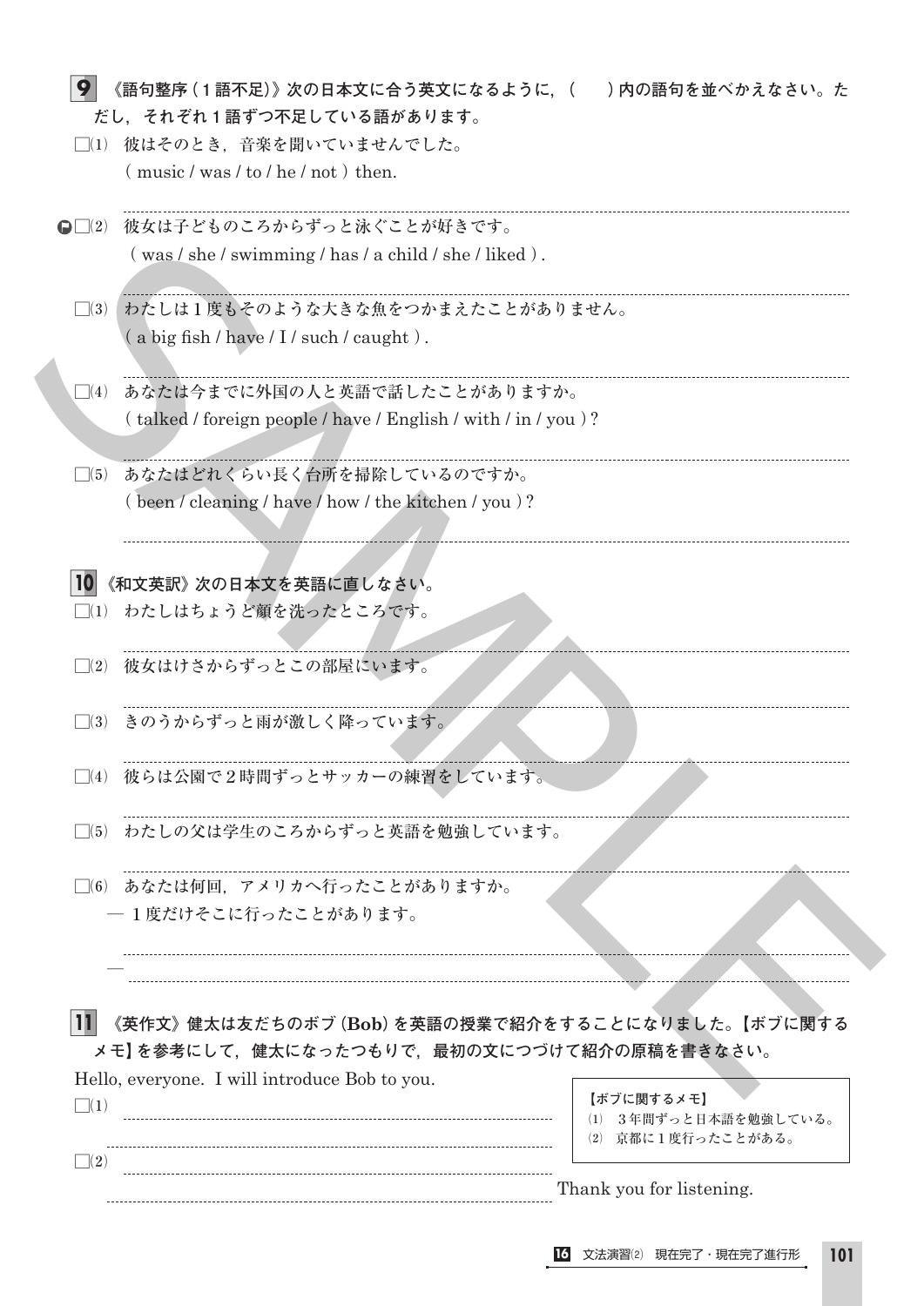## 9 《語句整序（1語不足）》次の日本文に合う英文になるように，（　）内の語句を並べかえなさい。ただし，それぞれ1語ずつ不足している語があります。

□(1) 彼はそのとき，音楽を聞いていませんでした。
( music / was / to / he / not ) then.

□(2) 彼女は子どものころからずっと泳ぐことが好きです。
( was / she / swimming / has / a child / she / liked ).

□(3) わたしは1度もそのような大きな魚をつかまえたことがありません。
( a big fish / have / I / such / caught ).

□(4) あなたは今までに外国の人と英語で話したことがありますか。
( talked / foreign people / have / English / with / in / you )?

□(5) あなたはどれくらい長く台所を掃除しているのですか。
( been / cleaning / have / how / the kitchen / you )?

## 10 《和文英訳》次の日本文を英語に直しなさい。

□(1) わたしはちょうど顔を洗ったところです。

□(2) 彼女はけさからずっとこの部屋にいます。

□(3) きのうからずっと雨が激しく降っています。

□(4) 彼らは公園で2時間ずっとサッカーの練習をしています。

□(5) わたしの父は学生のころからずっと英語を勉強しています。

□(6) あなたは何回，アメリカへ行ったことがありますか。
— 1度だけそこに行ったことがあります。

—

## 11 《英作文》健太は友だちのボブ（Bob）を英語の授業で紹介をすることになりました。【ボブに関するメモ】を参考にして，健太になったつもりで，最初の文につづけて紹介の原稿を書きなさい。

【ボブに関するメモ】
(1) 3年間ずっと日本語を勉強している。
(2) 京都に1度行ったことがある。

Hello, everyone. I will introduce Bob to you.

□(1)

□(2)

Thank you for listening.